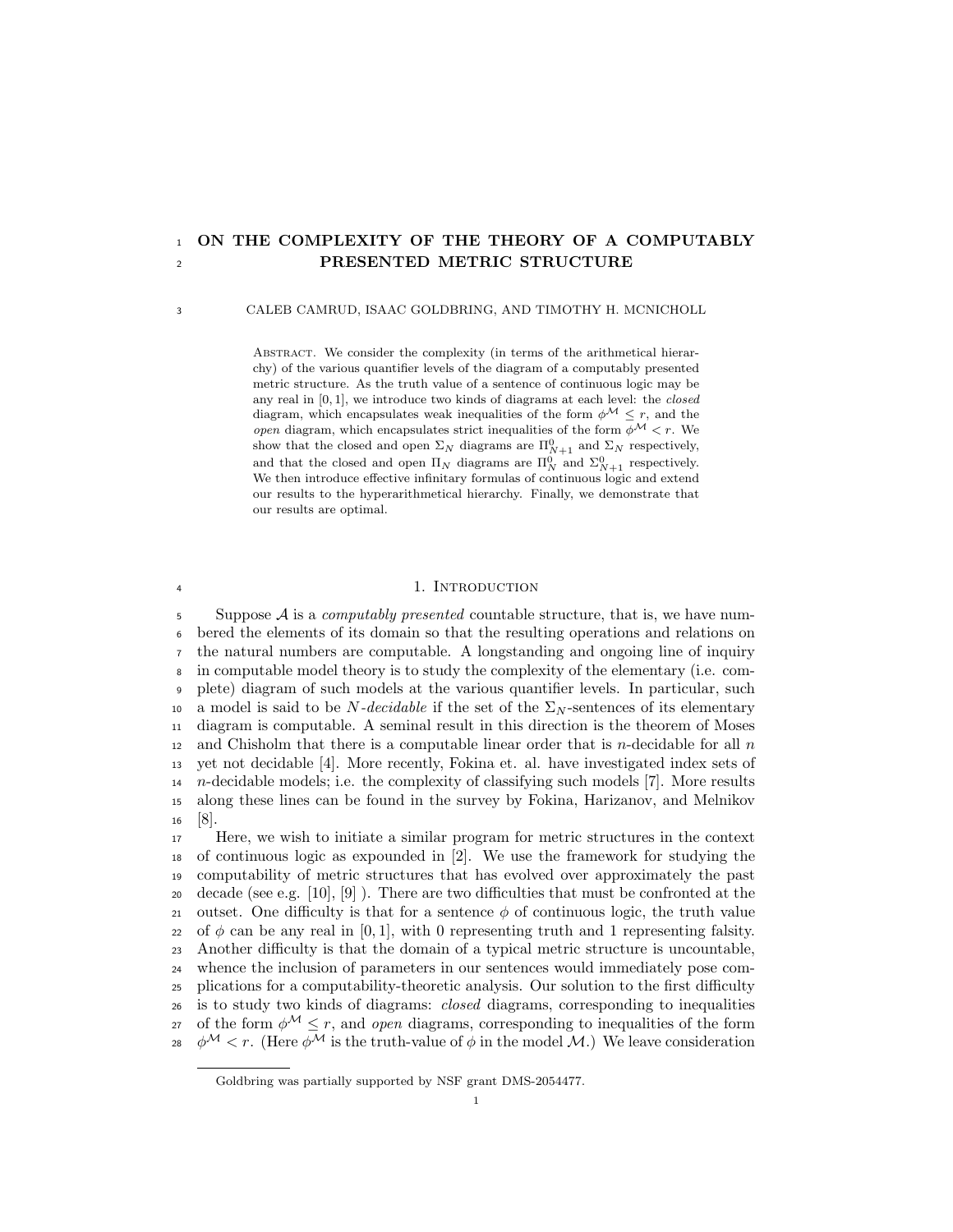# ON THE COMPLEXITY OF THE THEORY OF A COMPUTABLY PRESENTED METRIC STRUCTURE

CALEB CAMRUD, ISAAC GOLDBRING, AND TIMOTHY H. MCNICHOLL

Abstract. We consider the complexity (in terms of the arithmetical hierarchy) of the various quantifier levels of the diagram of a computably presented metric structure. As the truth value of a sentence of continuous logic may be any real in $[0,1]$, we introduce two kinds of diagrams at each level: the *closed* diagram, which encapsulates weak inequalities of the form $\phi^{\mathcal{M}} \leq r$, and the *open* diagram, which encapsulates strict inequalities of the form $\phi^{\mathcal{M}} < r$. We show that the closed and open $\Sigma_N$ diagrams are $\Pi^0_{N+1}$ and $\Sigma_N$ respectively, and that the closed and open $\Pi_N$ diagrams are $\Pi^0_N$ and $\Sigma^0_{N+1}$ respectively. We then introduce effective infinitary formulas of continuous logic and extend our results to the hyperarithmetical hierarchy. Finally, we demonstrate that our results are optimal.

## 1. Introduction

Suppose $\mathcal{A}$ is a *computably presented* countable structure, that is, we have numbered the elements of its domain so that the resulting operations and relations on the natural numbers are computable. A longstanding and ongoing line of inquiry in computable model theory is to study the complexity of the elementary (i.e. complete) diagram of such models at the various quantifier levels. In particular, such a model is said to be $N$-*decidable* if the set of the $\Sigma_N$-sentences of its elementary diagram is computable. A seminal result in this direction is the theorem of Moses and Chisholm that there is a computable linear order that is $n$-decidable for all $n$ yet not decidable [4]. More recently, Fokina et. al. have investigated index sets of $n$-decidable models; i.e. the complexity of classifying such models [7]. More results along these lines can be found in the survey by Fokina, Harizanov, and Melnikov [8].

Here, we wish to initiate a similar program for metric structures in the context of continuous logic as expounded in [2]. We use the framework for studying the computability of metric structures that has evolved over approximately the past decade (see e.g. [10], [9] ). There are two difficulties that must be confronted at the outset. One difficulty is that for a sentence $\phi$ of continuous logic, the truth value of $\phi$ can be any real in $[0,1]$, with 0 representing truth and 1 representing falsity. Another difficulty is that the domain of a typical metric structure is uncountable, whence the inclusion of parameters in our sentences would immediately pose complications for a computability-theoretic analysis. Our solution to the first difficulty is to study two kinds of diagrams: *closed* diagrams, corresponding to inequalities of the form $\phi^{\mathcal{M}} \leq r$, and *open* diagrams, corresponding to inequalities of the form $\phi^{\mathcal{M}} < r$. (Here $\phi^{\mathcal{M}}$ is the truth-value of $\phi$ in the model $\mathcal{M}$.) We leave consideration

Goldbring was partially supported by NSF grant DMS-2054477.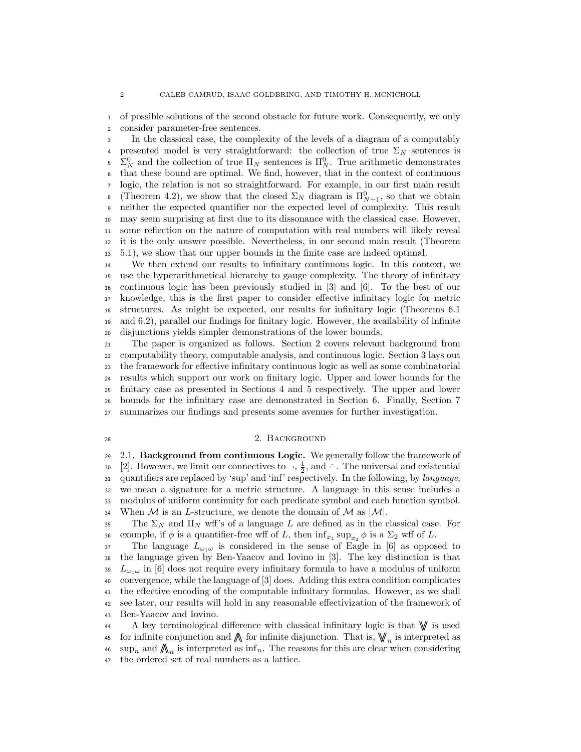of possible solutions of the second obstacle for future work. Consequently, we only consider parameter-free sentences.

In the classical case, the complexity of the levels of a diagram of a computably presented model is very straightforward: the collection of true $\Sigma_N$ sentences is $\Sigma^0_N$ and the collection of true $\Pi_N$ sentences is $\Pi^0_N$. True arithmetic demonstrates that these bound are optimal. We find, however, that in the context of continuous logic, the relation is not so straightforward. For example, in our first main result (Theorem 4.2), we show that the closed $\Sigma_N$ diagram is $\Pi^0_{N+1}$, so that we obtain neither the expected quantifier nor the expected level of complexity. This result may seem surprising at first due to its dissonance with the classical case. However, some reflection on the nature of computation with real numbers will likely reveal it is the only answer possible. Nevertheless, in our second main result (Theorem 5.1), we show that our upper bounds in the finite case are indeed optimal.

We then extend our results to infinitary continuous logic. In this context, we use the hyperarithmetical hierarchy to gauge complexity. The theory of infinitary continuous logic has been previously studied in [3] and [6]. To the best of our knowledge, this is the first paper to consider effective infinitary logic for metric structures. As might be expected, our results for infinitary logic (Theorems 6.1 and 6.2), parallel our findings for finitary logic. However, the availability of infinite disjunctions yields simpler demonstrations of the lower bounds.

The paper is organized as follows. Section 2 covers relevant background from computability theory, computable analysis, and continuous logic. Section 3 lays out the framework for effective infinitary continuous logic as well as some combinatorial results which support our work on finitary logic. Upper and lower bounds for the finitary case as presented in Sections 4 and 5 respectively. The upper and lower bounds for the infinitary case are demonstrated in Section 6. Finally, Section 7 summarizes our findings and presents some avenues for further investigation.

## 2. Background

**2.1. Background from continuous Logic.** We generally follow the framework of [2]. However, we limit our connectives to $\neg$, $\frac{1}{2}$, and $\dot{-}$. The universal and existential quantifiers are replaced by 'sup' and 'inf' respectively. In the following, by *language*, we mean a signature for a metric structure. A language in this sense includes a modulus of uniform continuity for each predicate symbol and each function symbol. When $\mathcal{M}$ is an $L$-structure, we denote the domain of $\mathcal{M}$ as $|\mathcal{M}|$.

The $\Sigma_N$ and $\Pi_N$ wff's of a language $L$ are defined as in the classical case. For example, if $\phi$ is a quantifier-free wff of $L$, then $\inf_{x_1} \sup_{x_2} \phi$ is a $\Sigma_2$ wff of $L$.

The language $L_{\omega_1\omega}$ is considered in the sense of Eagle in [6] as opposed to the language given by Ben-Yaacov and Iovino in [3]. The key distinction is that $L_{\omega_1\omega}$ in [6] does not require every infinitary formula to have a modulus of uniform convergence, while the language of [3] does. Adding this extra condition complicates the effective encoding of the computable infinitary formulas. However, as we shall see later, our results will hold in any reasonable effectivization of the framework of Ben-Yaacov and Iovino.

A key terminological difference with classical infinitary logic is that $\bigvee$ is used for infinite conjunction and $\bigwedge$ for infinite disjunction. That is, $\bigvee_n$ is interpreted as $\sup_n$ and $\bigwedge_n$ is interpreted as $\inf_n$. The reasons for this are clear when considering the ordered set of real numbers as a lattice.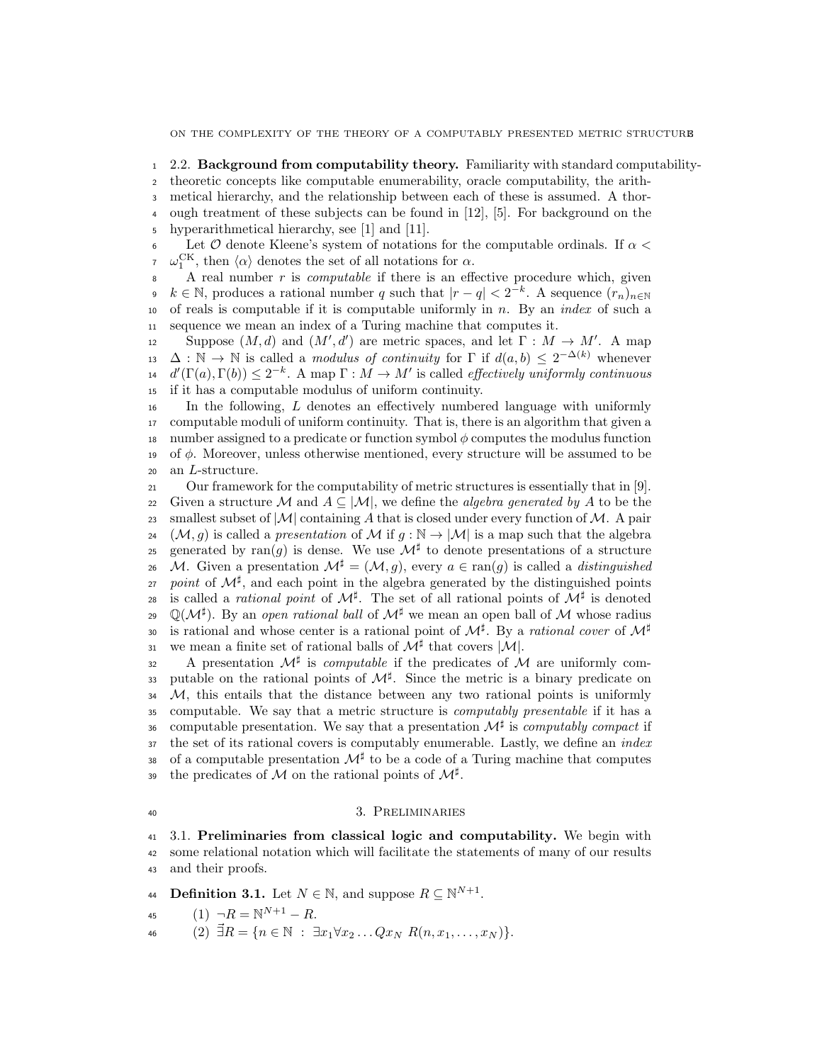### 2.2. Background from computability theory.

Familiarity with standard computability-theoretic concepts like computable enumerability, oracle computability, the arithmetical hierarchy, and the relationship between each of these is assumed. A thorough treatment of these subjects can be found in [12], [5]. For background on the hyperarithmetical hierarchy, see [1] and [11].

Let $\mathcal{O}$ denote Kleene's system of notations for the computable ordinals. If $\alpha < \omega_1^{\mathrm{CK}}$, then $\langle \alpha \rangle$ denotes the set of all notations for $\alpha$.

A real number $r$ is *computable* if there is an effective procedure which, given $k \in \mathbb{N}$, produces a rational number $q$ such that $|r - q| < 2^{-k}$. A sequence $(r_n)_{n \in \mathbb{N}}$ of reals is computable if it is computable uniformly in $n$. By an *index* of such a sequence we mean an index of a Turing machine that computes it.

Suppose $(M, d)$ and $(M', d')$ are metric spaces, and let $\Gamma : M \to M'$. A map $\Delta : \mathbb{N} \to \mathbb{N}$ is called a *modulus of continuity* for $\Gamma$ if $d(a, b) \leq 2^{-\Delta(k)}$ whenever $d'(\Gamma(a), \Gamma(b)) \leq 2^{-k}$. A map $\Gamma : M \to M'$ is called *effectively uniformly continuous* if it has a computable modulus of uniform continuity.

In the following, $L$ denotes an effectively numbered language with uniformly computable moduli of uniform continuity. That is, there is an algorithm that given a number assigned to a predicate or function symbol $\phi$ computes the modulus function of $\phi$. Moreover, unless otherwise mentioned, every structure will be assumed to be an $L$-structure.

Our framework for the computability of metric structures is essentially that in [9]. Given a structure $\mathcal{M}$ and $A \subseteq |\mathcal{M}|$, we define the *algebra generated by* $A$ to be the smallest subset of $|\mathcal{M}|$ containing $A$ that is closed under every function of $\mathcal{M}$. A pair $(\mathcal{M}, g)$ is called a *presentation* of $\mathcal{M}$ if $g : \mathbb{N} \to |\mathcal{M}|$ is a map such that the algebra generated by $\mathrm{ran}(g)$ is dense. We use $\mathcal{M}^\sharp$ to denote presentations of a structure $\mathcal{M}$. Given a presentation $\mathcal{M}^\sharp = (\mathcal{M}, g)$, every $a \in \mathrm{ran}(g)$ is called a *distinguished point* of $\mathcal{M}^\sharp$, and each point in the algebra generated by the distinguished points is called a *rational point* of $\mathcal{M}^\sharp$. The set of all rational points of $\mathcal{M}^\sharp$ is denoted $\mathbb{Q}(\mathcal{M}^\sharp)$. By an *open rational ball* of $\mathcal{M}^\sharp$ we mean an open ball of $\mathcal{M}$ whose radius is rational and whose center is a rational point of $\mathcal{M}^\sharp$. By a *rational cover* of $\mathcal{M}^\sharp$ we mean a finite set of rational balls of $\mathcal{M}^\sharp$ that covers $|\mathcal{M}|$.

A presentation $\mathcal{M}^\sharp$ is *computable* if the predicates of $\mathcal{M}$ are uniformly computable on the rational points of $\mathcal{M}^\sharp$. Since the metric is a binary predicate on $\mathcal{M}$, this entails that the distance between any two rational points is uniformly computable. We say that a metric structure is *computably presentable* if it has a computable presentation. We say that a presentation $\mathcal{M}^\sharp$ is *computably compact* if the set of its rational covers is computably enumerable. Lastly, we define an *index* of a computable presentation $\mathcal{M}^\sharp$ to be a code of a Turing machine that computes the predicates of $\mathcal{M}$ on the rational points of $\mathcal{M}^\sharp$.

## 3. Preliminaries

### 3.1. Preliminaries from classical logic and computability.

We begin with some relational notation which will facilitate the statements of many of our results and their proofs.

**Definition 3.1.** Let $N \in \mathbb{N}$, and suppose $R \subseteq \mathbb{N}^{N+1}$.

(1) $\neg R = \mathbb{N}^{N+1} - R$.

(2) $\vec{\exists} R = \{n \in \mathbb{N} \; : \; \exists x_1 \forall x_2 \ldots Q x_N \; R(n, x_1, \ldots, x_N)\}$.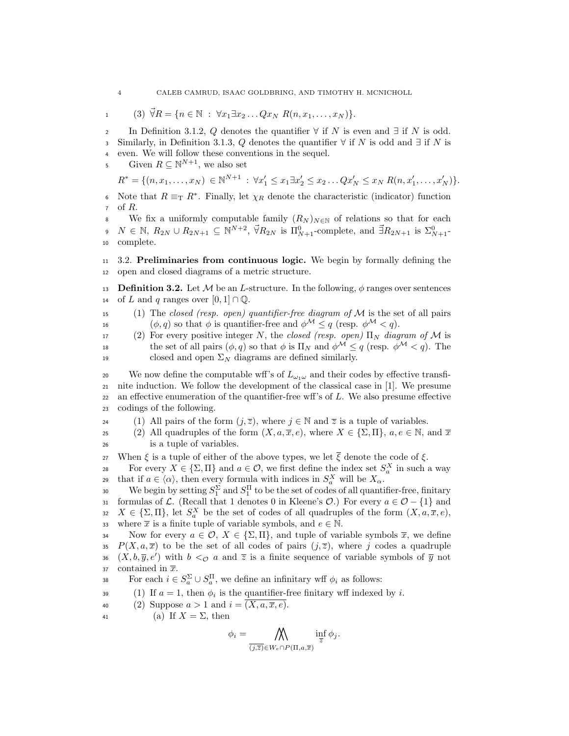(3) $\vec{\forall} R = \{n \in \mathbb{N} \ : \ \forall x_1 \exists x_2 \dots Q x_N \ R(n, x_1, \dots, x_N)\}$.

In Definition 3.1.2, $Q$ denotes the quantifier $\forall$ if $N$ is even and $\exists$ if $N$ is odd. Similarly, in Definition 3.1.3, $Q$ denotes the quantifier $\forall$ if $N$ is odd and $\exists$ if $N$ is even. We will follow these conventions in the sequel.

Given $R \subseteq \mathbb{N}^{N+1}$, we also set

$$R^* = \{(n, x_1, \dots, x_N) \in \mathbb{N}^{N+1} \ : \ \forall x_1' \leq x_1 \exists x_2' \leq x_2 \dots Q x_N' \leq x_N \ R(n, x_1', \dots, x_N')\}.$$

Note that $R \equiv_{\mathrm{T}} R^*$. Finally, let $\chi_R$ denote the characteristic (indicator) function of $R$.

We fix a uniformly computable family $(R_N)_{N \in \mathbb{N}}$ of relations so that for each $N \in \mathbb{N}$, $R_{2N} \cup R_{2N+1} \subseteq \mathbb{N}^{N+2}$, $\vec{\forall} R_{2N}$ is $\Pi^0_{N+1}$-complete, and $\vec{\exists} R_{2N+1}$ is $\Sigma^0_{N+1}$-complete.

## 3.2. Preliminaries from continuous logic.

We begin by formally defining the open and closed diagrams of a metric structure.

**Definition 3.2.** Let $\mathcal{M}$ be an $L$-structure. In the following, $\phi$ ranges over sentences of $L$ and $q$ ranges over $[0,1] \cap \mathbb{Q}$.

1. The *closed (resp. open) quantifier-free diagram of* $\mathcal{M}$ is the set of all pairs $(\phi, q)$ so that $\phi$ is quantifier-free and $\phi^{\mathcal{M}} \leq q$ (resp. $\phi^{\mathcal{M}} < q$).
2. For every positive integer $N$, the *closed (resp. open)* $\Pi_N$ *diagram of* $\mathcal{M}$ is the set of all pairs $(\phi, q)$ so that $\phi$ is $\Pi_N$ and $\phi^{\mathcal{M}} \leq q$ (resp. $\phi^{\mathcal{M}} < q$). The closed and open $\Sigma_N$ diagrams are defined similarly.

We now define the computable wff's of $L_{\omega_1 \omega}$ and their codes by effective transfinite induction. We follow the development of the classical case in [1]. We presume an effective enumeration of the quantifier-free wff's of $L$. We also presume effective codings of the following.

1. All pairs of the form $(j, \overline{z})$, where $j \in \mathbb{N}$ and $\overline{z}$ is a tuple of variables.
2. All quadruples of the form $(X, a, \overline{x}, e)$, where $X \in \{\Sigma, \Pi\}$, $a, e \in \mathbb{N}$, and $\overline{x}$ is a tuple of variables.

When $\xi$ is a tuple of either of the above types, we let $\overline{\xi}$ denote the code of $\xi$.

For every $X \in \{\Sigma, \Pi\}$ and $a \in \mathcal{O}$, we first define the index set $S^X_a$ in such a way that if $a \in \langle \alpha \rangle$, then every formula with indices in $S^X_a$ will be $X_\alpha$.

We begin by setting $S^\Sigma_1$ and $S^\Pi_1$ to be the set of codes of all quantifier-free, finitary formulas of $\mathcal{L}$. (Recall that 1 denotes 0 in Kleene's $\mathcal{O}$.) For every $a \in \mathcal{O} - \{1\}$ and $X \in \{\Sigma, \Pi\}$, let $S^X_a$ be the set of codes of all quadruples of the form $(X, a, \overline{x}, e)$, where $\overline{x}$ is a finite tuple of variable symbols, and $e \in \mathbb{N}$.

Now for every $a \in \mathcal{O}$, $X \in \{\Sigma, \Pi\}$, and tuple of variable symbols $\overline{x}$, we define $P(X, a, \overline{x})$ to be the set of all codes of pairs $(j, \overline{z})$, where $j$ codes a quadruple $(X, b, \overline{y}, e')$ with $b <_{\mathcal{O}} a$ and $\overline{z}$ is a finite sequence of variable symbols of $\overline{y}$ not contained in $\overline{x}$.

For each $i \in S^\Sigma_a \cup S^\Pi_a$, we define an infinitary wff $\phi_i$ as follows:

1. If $a = 1$, then $\phi_i$ is the quantifier-free finitary wff indexed by $i$.
2. Suppose $a > 1$ and $i = \overline{(X, a, \overline{x}, e)}$.
   (a) If $X = \Sigma$, then

$$\phi_i = \bigwedge_{\overline{(j, \overline{z})} \in W_e \cap P(\Pi, a, \overline{x})} \inf_{\overline{z}} \phi_j.$$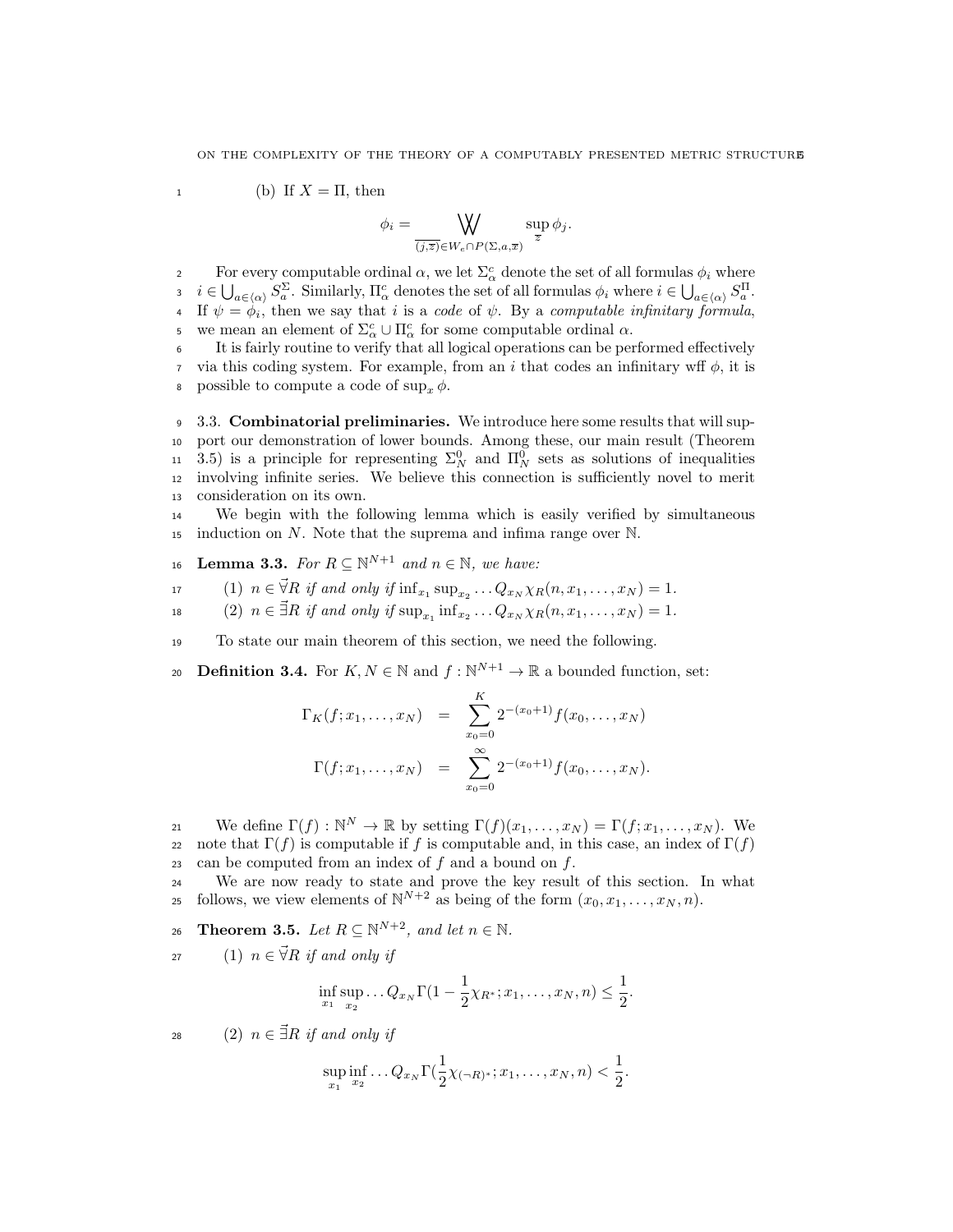(b) If $X = \Pi$, then

$$\phi_i = \bigvee_{\overline{(j,\overline{z})} \in W_e \cap P(\Sigma, a, \overline{x})} \sup_{\overline{z}} \phi_j.$$

For every computable ordinal $\alpha$, we let $\Sigma^c_\alpha$ denote the set of all formulas $\phi_i$ where $i \in \bigcup_{a \in \langle \alpha \rangle} S^\Sigma_a$. Similarly, $\Pi^c_\alpha$ denotes the set of all formulas $\phi_i$ where $i \in \bigcup_{a \in \langle \alpha \rangle} S^\Pi_a$. If $\psi = \phi_i$, then we say that $i$ is a *code* of $\psi$. By a *computable infinitary formula*, we mean an element of $\Sigma^c_\alpha \cup \Pi^c_\alpha$ for some computable ordinal $\alpha$.

It is fairly routine to verify that all logical operations can be performed effectively via this coding system. For example, from an $i$ that codes an infinitary wff $\phi$, it is possible to compute a code of $\sup_x \phi$.

### 3.3. Combinatorial preliminaries.

We introduce here some results that will support our demonstration of lower bounds. Among these, our main result (Theorem 3.5) is a principle for representing $\Sigma^0_N$ and $\Pi^0_N$ sets as solutions of inequalities involving infinite series. We believe this connection is sufficiently novel to merit consideration on its own.

We begin with the following lemma which is easily verified by simultaneous induction on $N$. Note that the suprema and infima range over $\mathbb{N}$.

**Lemma 3.3.** *For $R \subseteq \mathbb{N}^{N+1}$ and $n \in \mathbb{N}$, we have:*

(1) *$n \in \vec{\forall} R$ if and only if $\inf_{x_1} \sup_{x_2} \ldots Q_{x_N} \chi_R(n, x_1, \ldots, x_N) = 1$.*

(2) *$n \in \vec{\exists} R$ if and only if $\sup_{x_1} \inf_{x_2} \ldots Q_{x_N} \chi_R(n, x_1, \ldots, x_N) = 1$.*

To state our main theorem of this section, we need the following.

**Definition 3.4.** For $K, N \in \mathbb{N}$ and $f : \mathbb{N}^{N+1} \to \mathbb{R}$ a bounded function, set:

$$\Gamma_K(f; x_1, \ldots, x_N) = \sum_{x_0=0}^{K} 2^{-(x_0+1)} f(x_0, \ldots, x_N)$$

$$\Gamma(f; x_1, \ldots, x_N) = \sum_{x_0=0}^{\infty} 2^{-(x_0+1)} f(x_0, \ldots, x_N).$$

We define $\Gamma(f) : \mathbb{N}^N \to \mathbb{R}$ by setting $\Gamma(f)(x_1, \ldots, x_N) = \Gamma(f; x_1, \ldots, x_N)$. We note that $\Gamma(f)$ is computable if $f$ is computable and, in this case, an index of $\Gamma(f)$ can be computed from an index of $f$ and a bound on $f$.

We are now ready to state and prove the key result of this section. In what follows, we view elements of $\mathbb{N}^{N+2}$ as being of the form $(x_0, x_1, \ldots, x_N, n)$.

**Theorem 3.5.** *Let $R \subseteq \mathbb{N}^{N+2}$, and let $n \in \mathbb{N}$.*

(1) *$n \in \vec{\forall} R$ if and only if*

$$\inf_{x_1} \sup_{x_2} \ldots Q_{x_N} \Gamma(1 - \frac{1}{2}\chi_{R^*}; x_1, \ldots, x_N, n) \leq \frac{1}{2}.$$

(2) *$n \in \vec{\exists} R$ if and only if*

$$\sup_{x_1} \inf_{x_2} \ldots Q_{x_N} \Gamma(\frac{1}{2}\chi_{(\neg R)^*}; x_1, \ldots, x_N, n) < \frac{1}{2}.$$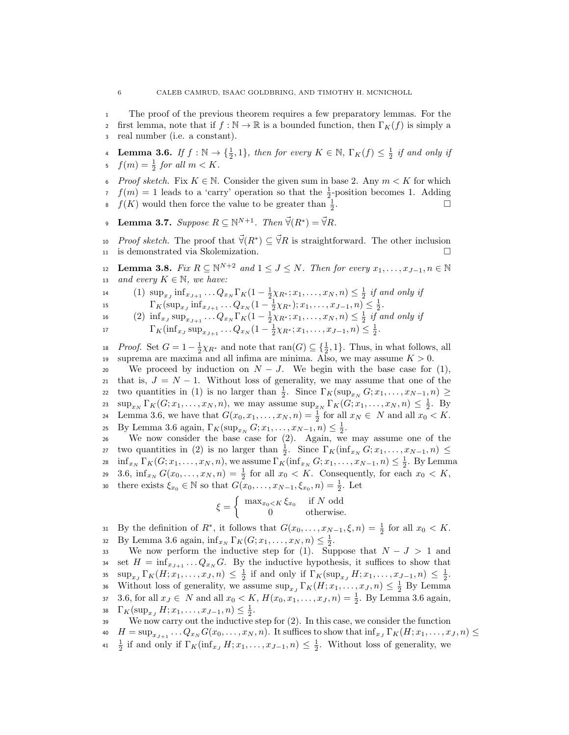The proof of the previous theorem requires a few preparatory lemmas. For the first lemma, note that if $f : \mathbb{N} \to \mathbb{R}$ is a bounded function, then $\Gamma_K(f)$ is simply a real number (i.e. a constant).

**Lemma 3.6.** *If $f : \mathbb{N} \to \{\frac{1}{2}, 1\}$, then for every $K \in \mathbb{N}$, $\Gamma_K(f) \leq \frac{1}{2}$ if and only if $f(m) = \frac{1}{2}$ for all $m < K$.*

*Proof sketch.* Fix $K \in \mathbb{N}$. Consider the given sum in base 2. Any $m < K$ for which $f(m) = 1$ leads to a 'carry' operation so that the $\frac{1}{2}$-position becomes 1. Adding $f(K)$ would then force the value to be greater than $\frac{1}{2}$. □

**Lemma 3.7.** *Suppose $R \subseteq \mathbb{N}^{N+1}$. Then $\vec{\forall}(R^*) = \vec{\forall}R$.*

*Proof sketch.* The proof that $\vec{\forall}(R^*) \subseteq \vec{\forall}R$ is straightforward. The other inclusion is demonstrated via Skolemization. □

**Lemma 3.8.** *Fix $R \subseteq \mathbb{N}^{N+2}$ and $1 \leq J \leq N$. Then for every $x_1, \ldots, x_{J-1}, n \in \mathbb{N}$ and every $K \in \mathbb{N}$, we have:*

1. *$\sup_{x_J} \inf_{x_{J+1}} \ldots Q_{x_N} \Gamma_K(1 - \frac{1}{2}\chi_{R^*}; x_1, \ldots, x_N, n) \leq \frac{1}{2}$ if and only if $\Gamma_K(\sup_{x_J} \inf_{x_{J+1}} \ldots Q_{x_N}(1 - \frac{1}{2}\chi_{R^*}); x_1, \ldots, x_{J-1}, n) \leq \frac{1}{2}$.*
2. *$\inf_{x_J} \sup_{x_{J+1}} \ldots Q_{x_N} \Gamma_K(1 - \frac{1}{2}\chi_{R^*}; x_1, \ldots, x_N, n) \leq \frac{1}{2}$ if and only if $\Gamma_K(\inf_{x_J} \sup_{x_{J+1}} \ldots Q_{x_N}(1 - \frac{1}{2}\chi_{R^*}; x_1, \ldots, x_{J-1}, n) \leq \frac{1}{2}$.*

*Proof.* Set $G = 1 - \frac{1}{2}\chi_{R^*}$ and note that $\mathrm{ran}(G) \subseteq \{\frac{1}{2}, 1\}$. Thus, in what follows, all suprema are maxima and all infima are minima. Also, we may assume $K > 0$.

We proceed by induction on $N - J$. We begin with the base case for (1), that is, $J = N - 1$. Without loss of generality, we may assume that one of the two quantities in (1) is no larger than $\frac{1}{2}$. Since $\Gamma_K(\sup_{x_N} G; x_1, \ldots, x_{N-1}, n) \geq \sup_{x_N} \Gamma_K(G; x_1, \ldots, x_N, n)$, we may assume $\sup_{x_N} \Gamma_K(G; x_1, \ldots, x_N, n) \leq \frac{1}{2}$. By Lemma 3.6, we have that $G(x_0, x_1, \ldots, x_N, n) = \frac{1}{2}$ for all $x_N \in N$ and all $x_0 < K$. By Lemma 3.6 again, $\Gamma_K(\sup_{x_N} G; x_1, \ldots, x_{N-1}, n) \leq \frac{1}{2}$.

We now consider the base case for (2). Again, we may assume one of the two quantities in (2) is no larger than $\frac{1}{2}$. Since $\Gamma_K(\inf_{x_N} G; x_1, \ldots, x_{N-1}, n) \leq \inf_{x_N} \Gamma_K(G; x_1, \ldots, x_N, n)$, we assume $\Gamma_K(\inf_{x_N} G; x_1, \ldots, x_{N-1}, n) \leq \frac{1}{2}$. By Lemma 3.6, $\inf_{x_N} G(x_0, \ldots, x_N, n) = \frac{1}{2}$ for all $x_0 < K$. Consequently, for each $x_0 < K$, there exists $\xi_{x_0} \in \mathbb{N}$ so that $G(x_0, \ldots, x_{N-1}, \xi_{x_0}, n) = \frac{1}{2}$. Let

$$\xi = \begin{cases} \max_{x_0 < K} \xi_{x_0} & \text{if } N \text{ odd} \\ 0 & \text{otherwise.} \end{cases}$$

By the definition of $R^*$, it follows that $G(x_0, \ldots, x_{N-1}, \xi, n) = \frac{1}{2}$ for all $x_0 < K$. By Lemma 3.6 again, $\inf_{x_N} \Gamma_K(G; x_1, \ldots, x_N, n) \leq \frac{1}{2}$.

We now perform the inductive step for (1). Suppose that $N - J > 1$ and set $H = \inf_{x_{J+1}} \ldots Q_{x_N} G$. By the inductive hypothesis, it suffices to show that $\sup_{x_J} \Gamma_K(H; x_1, \ldots, x_J, n) \leq \frac{1}{2}$ if and only if $\Gamma_K(\sup_{x_J} H; x_1, \ldots, x_{J-1}, n) \leq \frac{1}{2}$. Without loss of generality, we assume $\sup_{x_J} \Gamma_K(H; x_1, \ldots, x_J, n) \leq \frac{1}{2}$ By Lemma 3.6, for all $x_J \in N$ and all $x_0 < K$, $H(x_0, x_1, \ldots, x_J, n) = \frac{1}{2}$. By Lemma 3.6 again, $\Gamma_K(\sup_{x_J} H; x_1, \ldots, x_{J-1}, n) \leq \frac{1}{2}$.

We now carry out the inductive step for (2). In this case, we consider the function $H = \sup_{x_{J+1}} \ldots Q_{x_N} G(x_0, \ldots, x_N, n)$. It suffices to show that $\inf_{x_J} \Gamma_K(H; x_1, \ldots, x_J, n) \leq \frac{1}{2}$ if and only if $\Gamma_K(\inf_{x_J} H; x_1, \ldots, x_{J-1}, n) \leq \frac{1}{2}$. Without loss of generality, we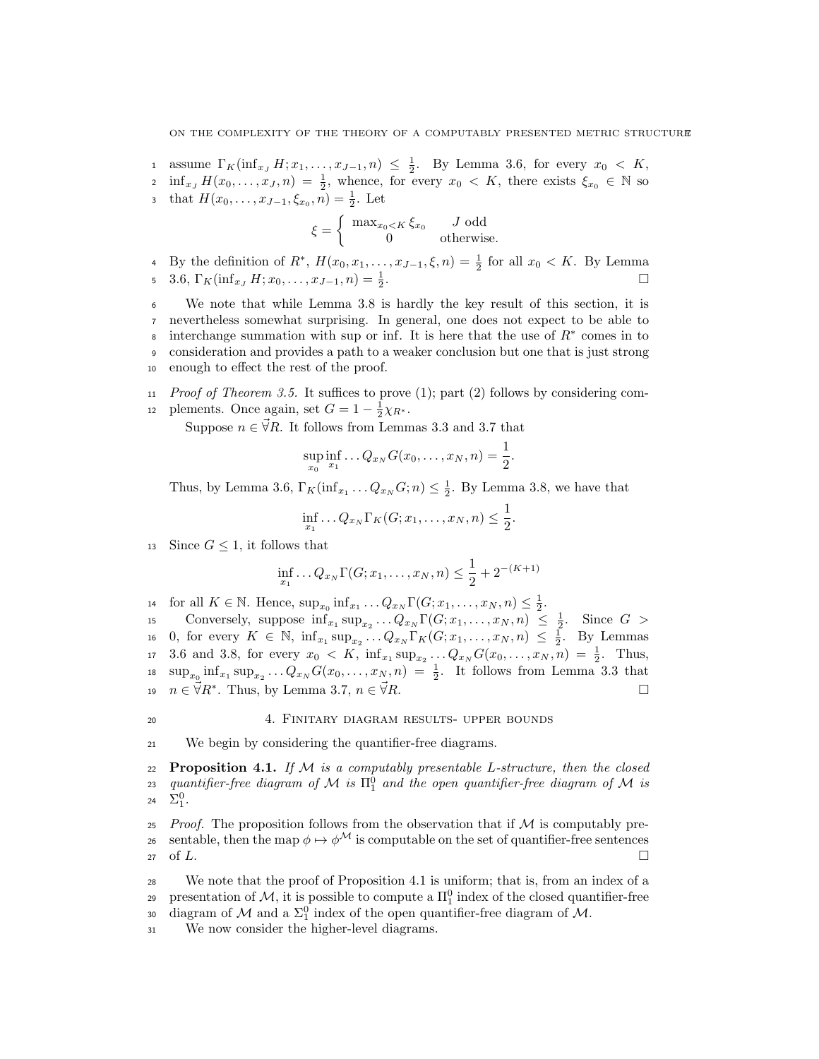assume $\Gamma_K(\inf_{x_J} H; x_1, \ldots, x_{J-1}, n) \leq \frac{1}{2}$. By Lemma 3.6, for every $x_0 < K$, $\inf_{x_J} H(x_0, \ldots, x_J, n) = \frac{1}{2}$, whence, for every $x_0 < K$, there exists $\xi_{x_0} \in \mathbb{N}$ so that $H(x_0, \ldots, x_{J-1}, \xi_{x_0}, n) = \frac{1}{2}$. Let

$$\xi = \begin{cases} \max_{x_0 < K} \xi_{x_0} & J \text{ odd} \\ 0 & \text{otherwise.} \end{cases}$$

By the definition of $R^*$, $H(x_0, x_1, \ldots, x_{J-1}, \xi, n) = \frac{1}{2}$ for all $x_0 < K$. By Lemma 3.6, $\Gamma_K(\inf_{x_J} H; x_0, \ldots, x_{J-1}, n) = \frac{1}{2}$. □

We note that while Lemma 3.8 is hardly the key result of this section, it is nevertheless somewhat surprising. In general, one does not expect to be able to interchange summation with sup or inf. It is here that the use of $R^*$ comes in to consideration and provides a path to a weaker conclusion but one that is just strong enough to effect the rest of the proof.

*Proof of Theorem 3.5.* It suffices to prove (1); part (2) follows by considering complements. Once again, set $G = 1 - \frac{1}{2}\chi_{R^*}$.

Suppose $n \in \vec{\forall} R$. It follows from Lemmas 3.3 and 3.7 that

$$\sup_{x_0} \inf_{x_1} \ldots Q_{x_N} G(x_0, \ldots, x_N, n) = \frac{1}{2}.$$

Thus, by Lemma 3.6, $\Gamma_K(\inf_{x_1} \ldots Q_{x_N} G; n) \leq \frac{1}{2}$. By Lemma 3.8, we have that

$$\inf_{x_1} \ldots Q_{x_N} \Gamma_K(G; x_1, \ldots, x_N, n) \leq \frac{1}{2}.$$

Since $G \leq 1$, it follows that

$$\inf_{x_1} \ldots Q_{x_N} \Gamma(G; x_1, \ldots, x_N, n) \leq \frac{1}{2} + 2^{-(K+1)}$$

for all $K \in \mathbb{N}$. Hence, $\sup_{x_0} \inf_{x_1} \ldots Q_{x_N} \Gamma(G; x_1, \ldots, x_N, n) \leq \frac{1}{2}$.

Conversely, suppose $\inf_{x_1} \sup_{x_2} \ldots Q_{x_N} \Gamma(G; x_1, \ldots, x_N, n) \leq \frac{1}{2}$. Since $G > 0$, for every $K \in \mathbb{N}$, $\inf_{x_1} \sup_{x_2} \ldots Q_{x_N} \Gamma_K(G; x_1, \ldots, x_N, n) \leq \frac{1}{2}$. By Lemmas 3.6 and 3.8, for every $x_0 < K$, $\inf_{x_1} \sup_{x_2} \ldots Q_{x_N} G(x_0, \ldots, x_N, n) = \frac{1}{2}$. Thus, $\sup_{x_0} \inf_{x_1} \sup_{x_2} \ldots Q_{x_N} G(x_0, \ldots, x_N, n) = \frac{1}{2}$. It follows from Lemma 3.3 that $n \in \vec{\forall} R^*$. Thus, by Lemma 3.7, $n \in \vec{\forall} R$. □

## 4. Finitary diagram results- upper bounds

We begin by considering the quantifier-free diagrams.

**Proposition 4.1.** *If $\mathcal{M}$ is a computably presentable $L$-structure, then the closed quantifier-free diagram of $\mathcal{M}$ is $\Pi^0_1$ and the open quantifier-free diagram of $\mathcal{M}$ is $\Sigma^0_1$.*

*Proof.* The proposition follows from the observation that if $\mathcal{M}$ is computably presentable, then the map $\phi \mapsto \phi^{\mathcal{M}}$ is computable on the set of quantifier-free sentences of $L$. □

We note that the proof of Proposition 4.1 is uniform; that is, from an index of a presentation of $\mathcal{M}$, it is possible to compute a $\Pi^0_1$ index of the closed quantifier-free diagram of $\mathcal{M}$ and a $\Sigma^0_1$ index of the open quantifier-free diagram of $\mathcal{M}$.

We now consider the higher-level diagrams.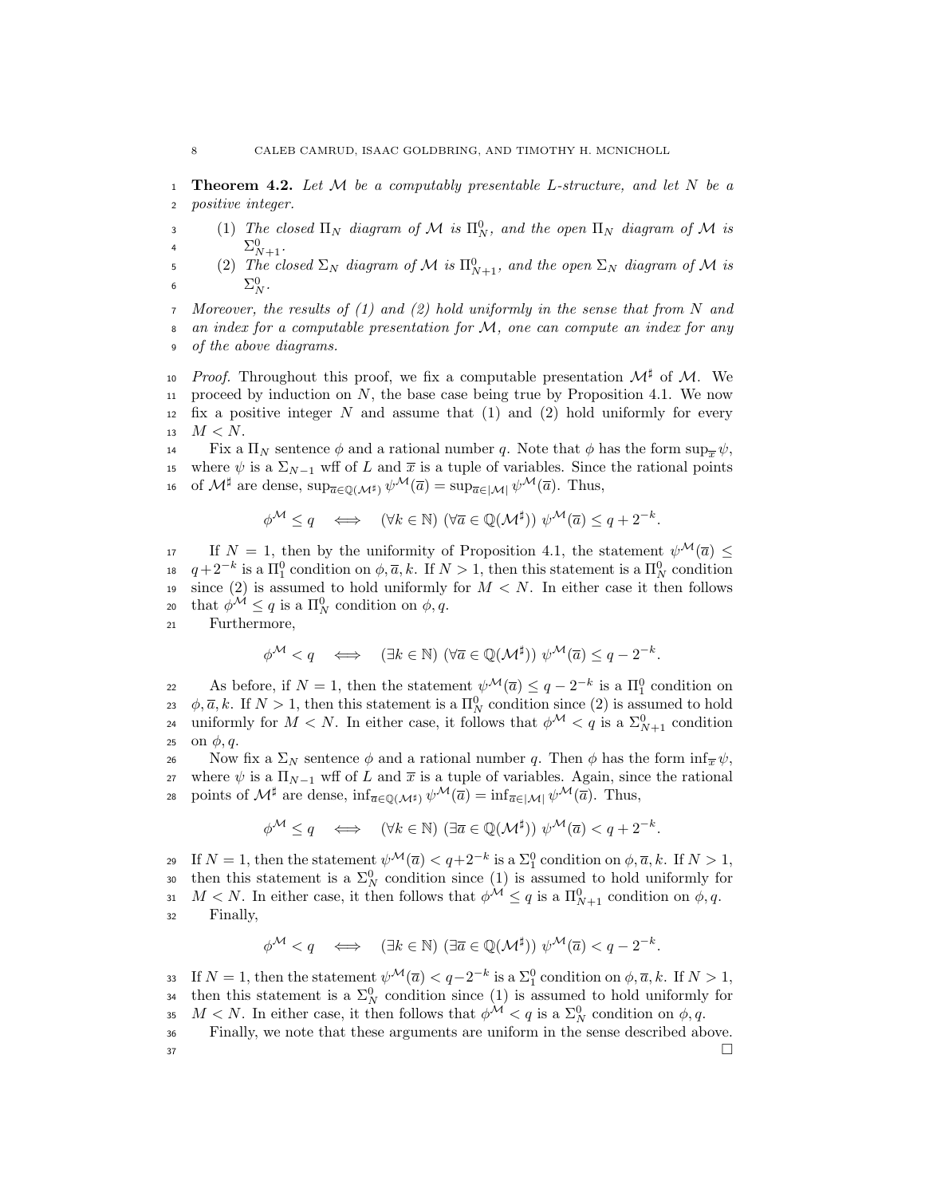**Theorem 4.2.** *Let $\mathcal{M}$ be a computably presentable $L$-structure, and let $N$ be a positive integer.*

1. *The closed $\Pi_N$ diagram of $\mathcal{M}$ is $\Pi^0_N$, and the open $\Pi_N$ diagram of $\mathcal{M}$ is $\Sigma^0_{N+1}$.*
2. *The closed $\Sigma_N$ diagram of $\mathcal{M}$ is $\Pi^0_{N+1}$, and the open $\Sigma_N$ diagram of $\mathcal{M}$ is $\Sigma^0_N$.*

*Moreover, the results of (1) and (2) hold uniformly in the sense that from $N$ and an index for a computable presentation for $\mathcal{M}$, one can compute an index for any of the above diagrams.*

*Proof.* Throughout this proof, we fix a computable presentation $\mathcal{M}^\sharp$ of $\mathcal{M}$. We proceed by induction on $N$, the base case being true by Proposition 4.1. We now fix a positive integer $N$ and assume that (1) and (2) hold uniformly for every $M < N$.

Fix a $\Pi_N$ sentence $\phi$ and a rational number $q$. Note that $\phi$ has the form $\sup_{\overline{x}} \psi$, where $\psi$ is a $\Sigma_{N-1}$ wff of $L$ and $\overline{x}$ is a tuple of variables. Since the rational points of $\mathcal{M}^\sharp$ are dense, $\sup_{\overline{a} \in \mathbb{Q}(\mathcal{M}^\sharp)} \psi^{\mathcal{M}}(\overline{a}) = \sup_{\overline{a} \in |\mathcal{M}|} \psi^{\mathcal{M}}(\overline{a})$. Thus,

$$\phi^{\mathcal{M}} \leq q \quad \Longleftrightarrow \quad (\forall k \in \mathbb{N})\ (\forall \overline{a} \in \mathbb{Q}(\mathcal{M}^\sharp))\ \psi^{\mathcal{M}}(\overline{a}) \leq q + 2^{-k}.$$

If $N = 1$, then by the uniformity of Proposition 4.1, the statement $\psi^{\mathcal{M}}(\overline{a}) \leq q + 2^{-k}$ is a $\Pi^0_1$ condition on $\phi, \overline{a}, k$. If $N > 1$, then this statement is a $\Pi^0_N$ condition since (2) is assumed to hold uniformly for $M < N$. In either case it then follows that $\phi^{\mathcal{M}} \leq q$ is a $\Pi^0_N$ condition on $\phi, q$.

Furthermore,

$$\phi^{\mathcal{M}} < q \quad \Longleftrightarrow \quad (\exists k \in \mathbb{N})\ (\forall \overline{a} \in \mathbb{Q}(\mathcal{M}^\sharp))\ \psi^{\mathcal{M}}(\overline{a}) \leq q - 2^{-k}.$$

As before, if $N = 1$, then the statement $\psi^{\mathcal{M}}(\overline{a}) \leq q - 2^{-k}$ is a $\Pi^0_1$ condition on $\phi, \overline{a}, k$. If $N > 1$, then this statement is a $\Pi^0_N$ condition since (2) is assumed to hold uniformly for $M < N$. In either case, it follows that $\phi^{\mathcal{M}} < q$ is a $\Sigma^0_{N+1}$ condition on $\phi, q$.

Now fix a $\Sigma_N$ sentence $\phi$ and a rational number $q$. Then $\phi$ has the form $\inf_{\overline{x}} \psi$, where $\psi$ is a $\Pi_{N-1}$ wff of $L$ and $\overline{x}$ is a tuple of variables. Again, since the rational points of $\mathcal{M}^\sharp$ are dense, $\inf_{\overline{a} \in \mathbb{Q}(\mathcal{M}^\sharp)} \psi^{\mathcal{M}}(\overline{a}) = \inf_{\overline{a} \in |\mathcal{M}|} \psi^{\mathcal{M}}(\overline{a})$. Thus,

$$\phi^{\mathcal{M}} \leq q \quad \Longleftrightarrow \quad (\forall k \in \mathbb{N})\ (\exists \overline{a} \in \mathbb{Q}(\mathcal{M}^\sharp))\ \psi^{\mathcal{M}}(\overline{a}) < q + 2^{-k}.$$

If $N = 1$, then the statement $\psi^{\mathcal{M}}(\overline{a}) < q + 2^{-k}$ is a $\Sigma^0_1$ condition on $\phi, \overline{a}, k$. If $N > 1$, then this statement is a $\Sigma^0_N$ condition since (1) is assumed to hold uniformly for $M < N$. In either case, it then follows that $\phi^{\mathcal{M}} \leq q$ is a $\Pi^0_{N+1}$ condition on $\phi, q$.

Finally,

$$\phi^{\mathcal{M}} < q \quad \Longleftrightarrow \quad (\exists k \in \mathbb{N})\ (\exists \overline{a} \in \mathbb{Q}(\mathcal{M}^\sharp))\ \psi^{\mathcal{M}}(\overline{a}) < q - 2^{-k}.$$

If $N = 1$, then the statement $\psi^{\mathcal{M}}(\overline{a}) < q - 2^{-k}$ is a $\Sigma^0_1$ condition on $\phi, \overline{a}, k$. If $N > 1$, then this statement is a $\Sigma^0_N$ condition since (1) is assumed to hold uniformly for $M < N$. In either case, it then follows that $\phi^{\mathcal{M}} < q$ is a $\Sigma^0_N$ condition on $\phi, q$.

Finally, we note that these arguments are uniform in the sense described above. $\square$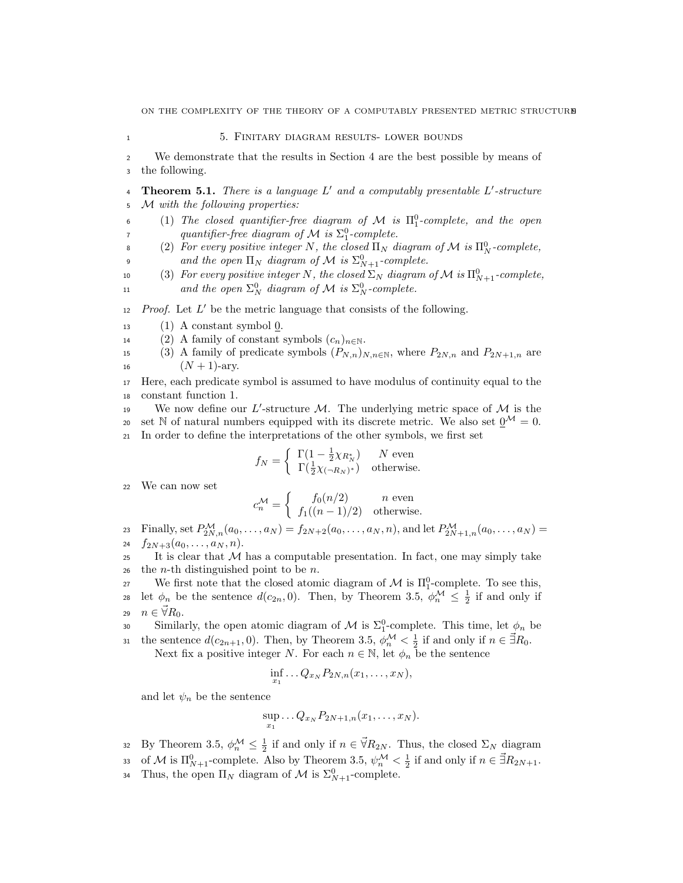## 5. Finitary diagram results- lower bounds

We demonstrate that the results in Section 4 are the best possible by means of the following.

**Theorem 5.1.** *There is a language $L'$ and a computably presentable $L'$-structure $\mathcal{M}$ with the following properties:*

1. *The closed quantifier-free diagram of $\mathcal{M}$ is $\Pi^0_1$-complete, and the open quantifier-free diagram of $\mathcal{M}$ is $\Sigma^0_1$-complete.*
2. *For every positive integer $N$, the closed $\Pi_N$ diagram of $\mathcal{M}$ is $\Pi^0_N$-complete, and the open $\Pi_N$ diagram of $\mathcal{M}$ is $\Sigma^0_{N+1}$-complete.*
3. *For every positive integer $N$, the closed $\Sigma_N$ diagram of $\mathcal{M}$ is $\Pi^0_{N+1}$-complete, and the open $\Sigma^0_N$ diagram of $\mathcal{M}$ is $\Sigma^0_N$-complete.*

*Proof.* Let $L'$ be the metric language that consists of the following.

1. A constant symbol $\underline{0}$.
2. A family of constant symbols $(c_n)_{n\in\mathbb{N}}$.
3. A family of predicate symbols $(P_{N,n})_{N,n\in\mathbb{N}}$, where $P_{2N,n}$ and $P_{2N+1,n}$ are $(N+1)$-ary.

Here, each predicate symbol is assumed to have modulus of continuity equal to the constant function 1.

We now define our $L'$-structure $\mathcal{M}$. The underlying metric space of $\mathcal{M}$ is the set $\mathbb{N}$ of natural numbers equipped with its discrete metric. We also set $\underline{0}^{\mathcal{M}} = 0$. In order to define the interpretations of the other symbols, we first set

$$f_N = \begin{cases} \Gamma(1 - \frac{1}{2}\chi_{R_N^*}) & N \text{ even} \\ \Gamma(\frac{1}{2}\chi_{(\neg R_N)^*}) & \text{otherwise.} \end{cases}$$

We can now set

$$c_n^{\mathcal{M}} = \begin{cases} f_0(n/2) & n \text{ even} \\ f_1((n-1)/2) & \text{otherwise.} \end{cases}$$

Finally, set $P^{\mathcal{M}}_{2N,n}(a_0,\ldots,a_N) = f_{2N+2}(a_0,\ldots,a_N,n)$, and let $P^{\mathcal{M}}_{2N+1,n}(a_0,\ldots,a_N) = f_{2N+3}(a_0,\ldots,a_N,n)$.

It is clear that $\mathcal{M}$ has a computable presentation. In fact, one may simply take the $n$-th distinguished point to be $n$.

We first note that the closed atomic diagram of $\mathcal{M}$ is $\Pi^0_1$-complete. To see this, let $\phi_n$ be the sentence $d(c_{2n}, 0)$. Then, by Theorem 3.5, $\phi_n^{\mathcal{M}} \leq \frac{1}{2}$ if and only if $n \in \vec{\forall} R_0$.

Similarly, the open atomic diagram of $\mathcal{M}$ is $\Sigma^0_1$-complete. This time, let $\phi_n$ be the sentence $d(c_{2n+1}, 0)$. Then, by Theorem 3.5, $\phi_n^{\mathcal{M}} < \frac{1}{2}$ if and only if $n \in \vec{\exists} R_0$.

Next fix a positive integer $N$. For each $n \in \mathbb{N}$, let $\phi_n$ be the sentence

$$\inf_{x_1} \ldots Q_{x_N} P_{2N,n}(x_1,\ldots,x_N),$$

and let $\psi_n$ be the sentence

$$\sup_{x_1} \ldots Q_{x_N} P_{2N+1,n}(x_1,\ldots,x_N).$$

By Theorem 3.5, $\phi_n^{\mathcal{M}} \leq \frac{1}{2}$ if and only if $n \in \vec{\forall} R_{2N}$. Thus, the closed $\Sigma_N$ diagram of $\mathcal{M}$ is $\Pi^0_{N+1}$-complete. Also by Theorem 3.5, $\psi_n^{\mathcal{M}} < \frac{1}{2}$ if and only if $n \in \vec{\exists} R_{2N+1}$. Thus, the open $\Pi_N$ diagram of $\mathcal{M}$ is $\Sigma^0_{N+1}$-complete.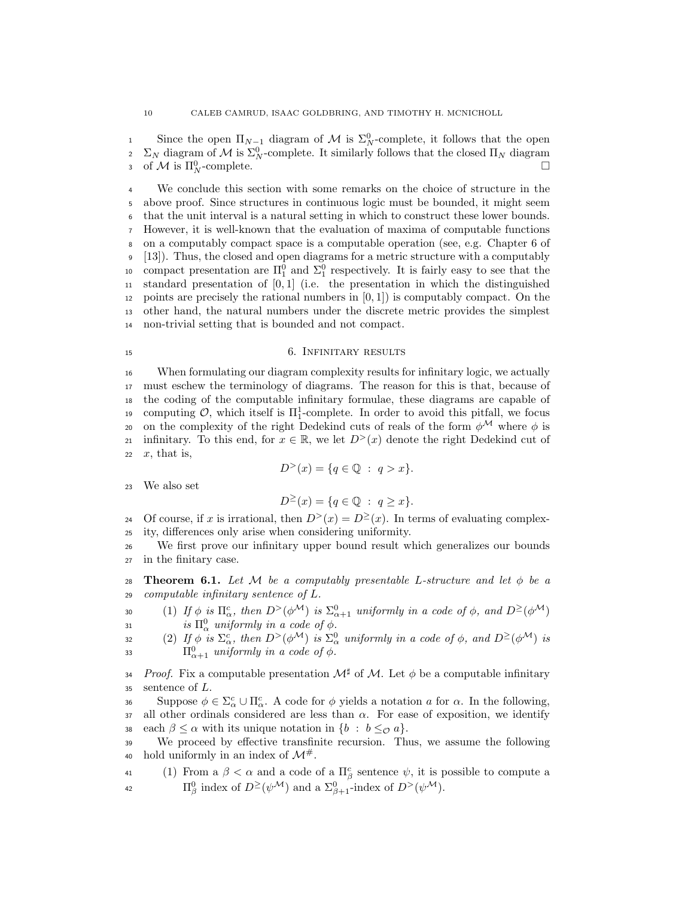Since the open $\Pi_{N-1}$ diagram of $\mathcal{M}$ is $\Sigma^0_N$-complete, it follows that the open $\Sigma_N$ diagram of $\mathcal{M}$ is $\Sigma^0_N$-complete. It similarly follows that the closed $\Pi_N$ diagram of $\mathcal{M}$ is $\Pi^0_N$-complete. □

We conclude this section with some remarks on the choice of structure in the above proof. Since structures in continuous logic must be bounded, it might seem that the unit interval is a natural setting in which to construct these lower bounds. However, it is well-known that the evaluation of maxima of computable functions on a computably compact space is a computable operation (see, e.g. Chapter 6 of [13]). Thus, the closed and open diagrams for a metric structure with a computably compact presentation are $\Pi^0_1$ and $\Sigma^0_1$ respectively. It is fairly easy to see that the standard presentation of $[0,1]$ (i.e. the presentation in which the distinguished points are precisely the rational numbers in $[0,1]$) is computably compact. On the other hand, the natural numbers under the discrete metric provides the simplest non-trivial setting that is bounded and not compact.

## 6. Infinitary results

When formulating our diagram complexity results for infinitary logic, we actually must eschew the terminology of diagrams. The reason for this is that, because of the coding of the computable infinitary formulae, these diagrams are capable of computing $\mathcal{O}$, which itself is $\Pi^1_1$-complete. In order to avoid this pitfall, we focus on the complexity of the right Dedekind cuts of reals of the form $\phi^{\mathcal{M}}$ where $\phi$ is infinitary. To this end, for $x \in \mathbb{R}$, we let $D^{>}(x)$ denote the right Dedekind cut of $x$, that is,

$$D^{>}(x) = \{q \in \mathbb{Q} \ : \ q > x\}.$$

We also set

$$D^{\geq}(x) = \{q \in \mathbb{Q} \ : \ q \geq x\}.$$

Of course, if $x$ is irrational, then $D^{>}(x) = D^{\geq}(x)$. In terms of evaluating complexity, differences only arise when considering uniformity.

We first prove our infinitary upper bound result which generalizes our bounds in the finitary case.

**Theorem 6.1.** *Let $\mathcal{M}$ be a computably presentable $L$-structure and let $\phi$ be a computable infinitary sentence of $L$.*

1. *If $\phi$ is $\Pi^c_\alpha$, then $D^{>}(\phi^{\mathcal{M}})$ is $\Sigma^0_{\alpha+1}$ uniformly in a code of $\phi$, and $D^{\geq}(\phi^{\mathcal{M}})$ is $\Pi^0_\alpha$ uniformly in a code of $\phi$.*
2. *If $\phi$ is $\Sigma^c_\alpha$, then $D^{>}(\phi^{\mathcal{M}})$ is $\Sigma^0_\alpha$ uniformly in a code of $\phi$, and $D^{\geq}(\phi^{\mathcal{M}})$ is $\Pi^0_{\alpha+1}$ uniformly in a code of $\phi$.*

*Proof.* Fix a computable presentation $\mathcal{M}^\sharp$ of $\mathcal{M}$. Let $\phi$ be a computable infinitary sentence of $L$.

Suppose $\phi \in \Sigma^c_\alpha \cup \Pi^c_\alpha$. A code for $\phi$ yields a notation $a$ for $\alpha$. In the following, all other ordinals considered are less than $\alpha$. For ease of exposition, we identify each $\beta \leq \alpha$ with its unique notation in $\{b \ : \ b \leq_{\mathcal{O}} a\}$.

We proceed by effective transfinite recursion. Thus, we assume the following hold uniformly in an index of $\mathcal{M}^{\#}$.

1. From a $\beta < \alpha$ and a code of a $\Pi^c_\beta$ sentence $\psi$, it is possible to compute a $\Pi^0_\beta$ index of $D^{\geq}(\psi^{\mathcal{M}})$ and a $\Sigma^0_{\beta+1}$-index of $D^{>}(\psi^{\mathcal{M}})$.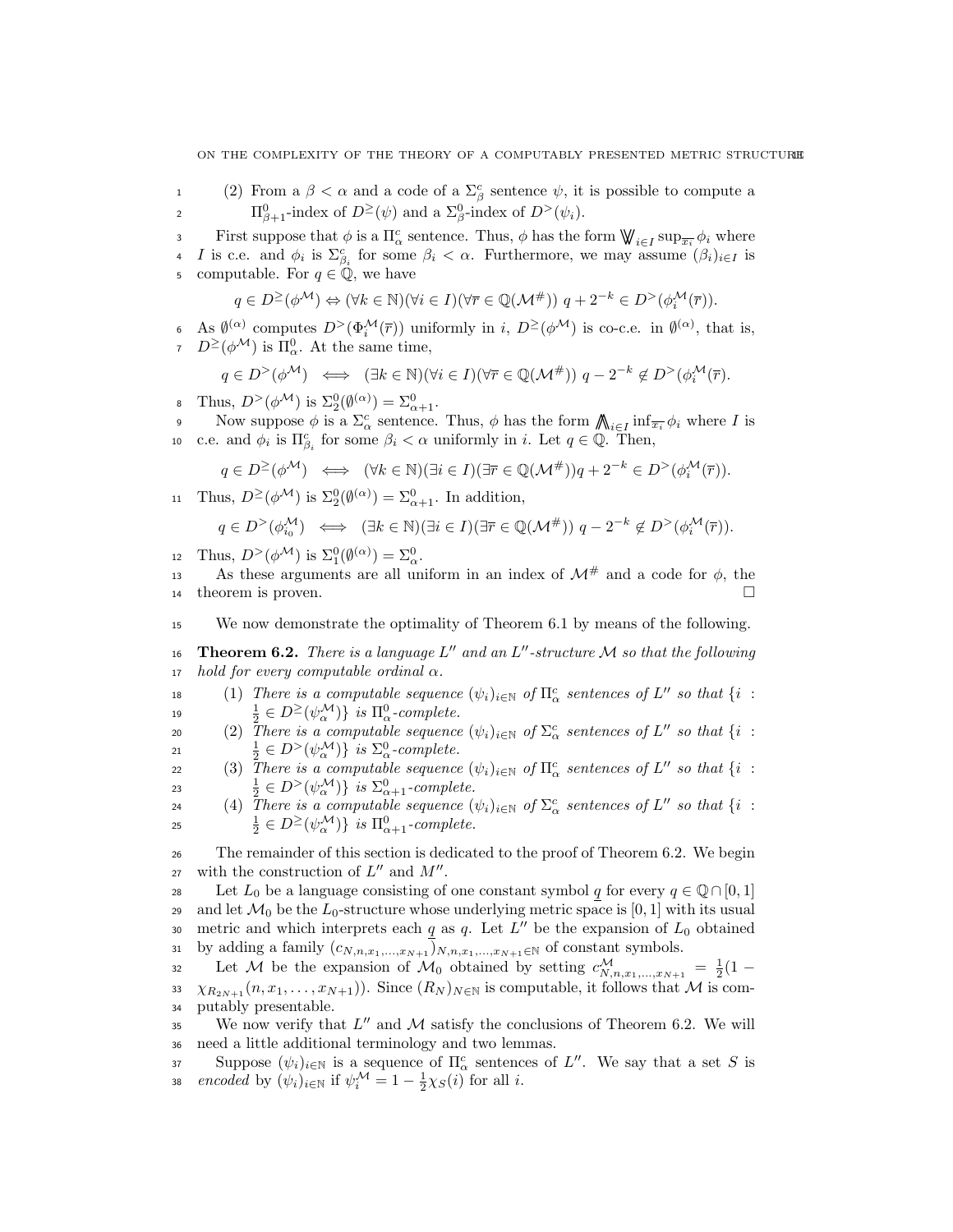(2) From a $\beta < \alpha$ and a code of a $\Sigma^c_\beta$ sentence $\psi$, it is possible to compute a $\Pi^0_{\beta+1}$-index of $D^{\geq}(\psi)$ and a $\Sigma^0_\beta$-index of $D^{>}(\psi_i)$.

First suppose that $\phi$ is a $\Pi^c_\alpha$ sentence. Thus, $\phi$ has the form $\bigvee\!\!\!\bigvee_{i\in I} \sup_{\overline{x_i}} \phi_i$ where $I$ is c.e. and $\phi_i$ is $\Sigma^c_{\beta_i}$ for some $\beta_i < \alpha$. Furthermore, we may assume $(\beta_i)_{i\in I}$ is computable. For $q \in \mathbb{Q}$, we have

$$q \in D^{\geq}(\phi^{\mathcal{M}}) \Leftrightarrow (\forall k \in \mathbb{N})(\forall i \in I)(\forall \overline{r} \in \mathbb{Q}(\mathcal{M}^{\#}))\ q + 2^{-k} \in D^{>}(\phi_i^{\mathcal{M}}(\overline{r})).$$

As $\emptyset^{(\alpha)}$ computes $D^{>}(\Phi_i^{\mathcal{M}}(\overline{r}))$ uniformly in $i$, $D^{\geq}(\phi^{\mathcal{M}})$ is co-c.e. in $\emptyset^{(\alpha)}$, that is, $D^{\geq}(\phi^{\mathcal{M}})$ is $\Pi^0_\alpha$. At the same time,

$$q \in D^{>}(\phi^{\mathcal{M}}) \iff (\exists k \in \mathbb{N})(\forall i \in I)(\forall \overline{r} \in \mathbb{Q}(\mathcal{M}^{\#}))\ q - 2^{-k} \notin D^{>}(\phi_i^{\mathcal{M}}(\overline{r}).$$

Thus, $D^{>}(\phi^{\mathcal{M}})$ is $\Sigma^0_2(\emptyset^{(\alpha)}) = \Sigma^0_{\alpha+1}$.

Now suppose $\phi$ is a $\Sigma^c_\alpha$ sentence. Thus, $\phi$ has the form $\bigwedge\!\!\!\bigwedge_{i\in I} \inf_{\overline{x_i}} \phi_i$ where $I$ is c.e. and $\phi_i$ is $\Pi^c_{\beta_i}$ for some $\beta_i < \alpha$ uniformly in $i$. Let $q \in \mathbb{Q}$. Then,

$$q \in D^{\geq}(\phi^{\mathcal{M}}) \iff (\forall k \in \mathbb{N})(\exists i \in I)(\exists \overline{r} \in \mathbb{Q}(\mathcal{M}^{\#}))q + 2^{-k} \in D^{>}(\phi_i^{\mathcal{M}}(\overline{r})).$$

Thus, $D^{\geq}(\phi^{\mathcal{M}})$ is $\Sigma^0_2(\emptyset^{(\alpha)}) = \Sigma^0_{\alpha+1}$. In addition,

$$q \in D^{>}(\phi_{i_0}^{\mathcal{M}}) \iff (\exists k \in \mathbb{N})(\exists i \in I)(\exists \overline{r} \in \mathbb{Q}(\mathcal{M}^{\#}))\ q - 2^{-k} \notin D^{>}(\phi_i^{\mathcal{M}}(\overline{r})).$$

Thus, $D^{>}(\phi^{\mathcal{M}})$ is $\Sigma^0_1(\emptyset^{(\alpha)}) = \Sigma^0_\alpha$.

As these arguments are all uniform in an index of $\mathcal{M}^{\#}$ and a code for $\phi$, the theorem is proven. □

We now demonstrate the optimality of Theorem 6.1 by means of the following.

**Theorem 6.2.** *There is a language $L''$ and an $L''$-structure $\mathcal{M}$ so that the following hold for every computable ordinal $\alpha$.*

1. *There is a computable sequence $(\psi_i)_{i\in\mathbb{N}}$ of $\Pi^c_\alpha$ sentences of $L''$ so that $\{i : \frac{1}{2} \in D^{\geq}(\psi_\alpha^{\mathcal{M}})\}$ is $\Pi^0_\alpha$-complete.*
2. *There is a computable sequence $(\psi_i)_{i\in\mathbb{N}}$ of $\Sigma^c_\alpha$ sentences of $L''$ so that $\{i : \frac{1}{2} \in D^{>}(\psi_\alpha^{\mathcal{M}})\}$ is $\Sigma^0_\alpha$-complete.*
3. *There is a computable sequence $(\psi_i)_{i\in\mathbb{N}}$ of $\Pi^c_\alpha$ sentences of $L''$ so that $\{i : \frac{1}{2} \in D^{>}(\psi_\alpha^{\mathcal{M}})\}$ is $\Sigma^0_{\alpha+1}$-complete.*
4. *There is a computable sequence $(\psi_i)_{i\in\mathbb{N}}$ of $\Sigma^c_\alpha$ sentences of $L''$ so that $\{i : \frac{1}{2} \in D^{\geq}(\psi_\alpha^{\mathcal{M}})\}$ is $\Pi^0_{\alpha+1}$-complete.*

The remainder of this section is dedicated to the proof of Theorem 6.2. We begin with the construction of $L''$ and $M''$.

Let $L_0$ be a language consisting of one constant symbol $\underline{q}$ for every $q \in \mathbb{Q} \cap [0,1]$ and let $\mathcal{M}_0$ be the $L_0$-structure whose underlying metric space is $[0,1]$ with its usual metric and which interprets each $\underline{q}$ as $q$. Let $L''$ be the expansion of $L_0$ obtained by adding a family $(c_{N,n,x_1,\ldots,x_{N+1}})_{N,n,x_1,\ldots,x_{N+1}\in\mathbb{N}}$ of constant symbols.

Let $\mathcal{M}$ be the expansion of $\mathcal{M}_0$ obtained by setting $c^{\mathcal{M}}_{N,n,x_1,\ldots,x_{N+1}} = \frac{1}{2}(1 - \chi_{R_{2N+1}}(n, x_1, \ldots, x_{N+1}))$. Since $(R_N)_{N\in\mathbb{N}}$ is computable, it follows that $\mathcal{M}$ is computably presentable.

We now verify that $L''$ and $\mathcal{M}$ satisfy the conclusions of Theorem 6.2. We will need a little additional terminology and two lemmas.

Suppose $(\psi_i)_{i\in\mathbb{N}}$ is a sequence of $\Pi^c_\alpha$ sentences of $L''$. We say that a set $S$ is *encoded* by $(\psi_i)_{i\in\mathbb{N}}$ if $\psi_i^{\mathcal{M}} = 1 - \frac{1}{2}\chi_S(i)$ for all $i$.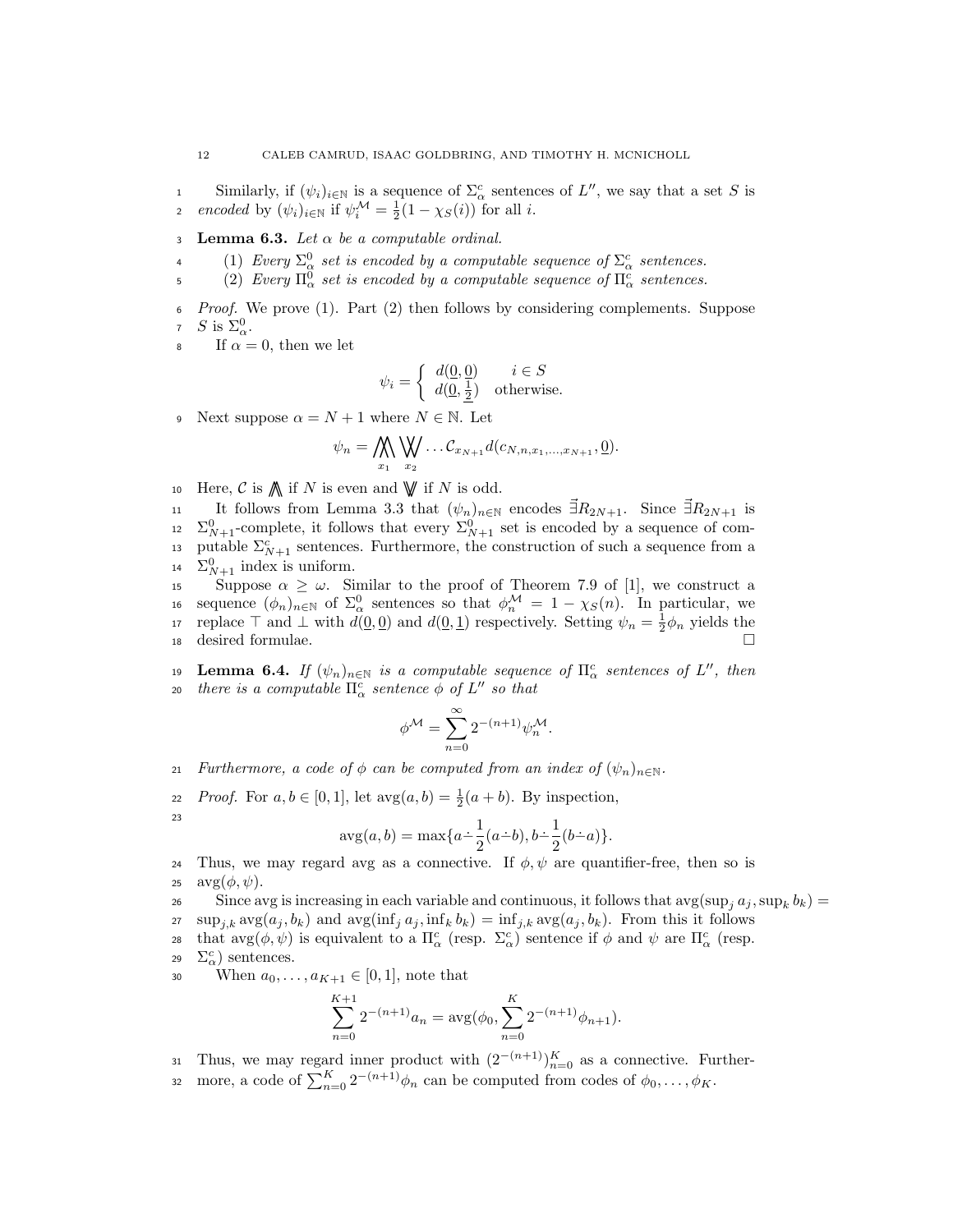Similarly, if $(\psi_i)_{i\in\mathbb{N}}$ is a sequence of $\Sigma^c_\alpha$ sentences of $L''$, we say that a set $S$ is *encoded* by $(\psi_i)_{i\in\mathbb{N}}$ if $\psi_i^{\mathcal{M}} = \frac{1}{2}(1 - \chi_S(i))$ for all $i$.

**Lemma 6.3.** *Let $\alpha$ be a computable ordinal.*

1. *Every $\Sigma^0_\alpha$ set is encoded by a computable sequence of $\Sigma^c_\alpha$ sentences.*
2. *Every $\Pi^0_\alpha$ set is encoded by a computable sequence of $\Pi^c_\alpha$ sentences.*

*Proof.* We prove (1). Part (2) then follows by considering complements. Suppose $S$ is $\Sigma^0_\alpha$.

If $\alpha = 0$, then we let

$$\psi_i = \begin{cases} d(\underline{0}, \underline{0}) & i \in S \\ d(\underline{0}, \frac{1}{2}) & \text{otherwise.} \end{cases}$$

Next suppose $\alpha = N + 1$ where $N \in \mathbb{N}$. Let

$$\psi_n = \bigwedge_{x_1} \bigvee_{x_2} \ldots \mathcal{C}_{x_{N+1}} d(c_{N,n,x_1,\ldots,x_{N+1}}, \underline{0}).$$

Here, $\mathcal{C}$ is $\bigwedge$ if $N$ is even and $\bigvee$ if $N$ is odd.

It follows from Lemma 3.3 that $(\psi_n)_{n\in\mathbb{N}}$ encodes $\vec{\exists} R_{2N+1}$. Since $\vec{\exists} R_{2N+1}$ is $\Sigma^0_{N+1}$-complete, it follows that every $\Sigma^0_{N+1}$ set is encoded by a sequence of computable $\Sigma^c_{N+1}$ sentences. Furthermore, the construction of such a sequence from a $\Sigma^0_{N+1}$ index is uniform.

Suppose $\alpha \geq \omega$. Similar to the proof of Theorem 7.9 of [1], we construct a sequence $(\phi_n)_{n\in\mathbb{N}}$ of $\Sigma^0_\alpha$ sentences so that $\phi_n^{\mathcal{M}} = 1 - \chi_S(n)$. In particular, we replace $\top$ and $\bot$ with $d(\underline{0}, \underline{0})$ and $d(\underline{0}, \underline{1})$ respectively. Setting $\psi_n = \frac{1}{2}\phi_n$ yields the desired formulae. $\square$

**Lemma 6.4.** *If $(\psi_n)_{n\in\mathbb{N}}$ is a computable sequence of $\Pi^c_\alpha$ sentences of $L''$, then there is a computable $\Pi^c_\alpha$ sentence $\phi$ of $L''$ so that*

$$\phi^{\mathcal{M}} = \sum_{n=0}^{\infty} 2^{-(n+1)} \psi_n^{\mathcal{M}}.$$

*Furthermore, a code of $\phi$ can be computed from an index of $(\psi_n)_{n\in\mathbb{N}}$.*

*Proof.* For $a, b \in [0,1]$, let $\operatorname{avg}(a,b) = \frac{1}{2}(a+b)$. By inspection,

$$\operatorname{avg}(a,b) = \max\{a \dot{-} \frac{1}{2}(a \dot{-} b), b \dot{-} \frac{1}{2}(b \dot{-} a)\}.$$

Thus, we may regard avg as a connective. If $\phi, \psi$ are quantifier-free, then so is $\operatorname{avg}(\phi, \psi)$.

Since avg is increasing in each variable and continuous, it follows that $\operatorname{avg}(\sup_j a_j, \sup_k b_k) = \sup_{j,k} \operatorname{avg}(a_j, b_k)$ and $\operatorname{avg}(\inf_j a_j, \inf_k b_k) = \inf_{j,k} \operatorname{avg}(a_j, b_k)$. From this it follows that $\operatorname{avg}(\phi, \psi)$ is equivalent to a $\Pi^c_\alpha$ (resp. $\Sigma^c_\alpha$) sentence if $\phi$ and $\psi$ are $\Pi^c_\alpha$ (resp. $\Sigma^c_\alpha$) sentences.

When $a_0, \ldots, a_{K+1} \in [0,1]$, note that

$$\sum_{n=0}^{K+1} 2^{-(n+1)} a_n = \operatorname{avg}(\phi_0, \sum_{n=0}^{K} 2^{-(n+1)} \phi_{n+1}).$$

Thus, we may regard inner product with $(2^{-(n+1)})_{n=0}^{K}$ as a connective. Furthermore, a code of $\sum_{n=0}^{K} 2^{-(n+1)} \phi_n$ can be computed from codes of $\phi_0, \ldots, \phi_K$.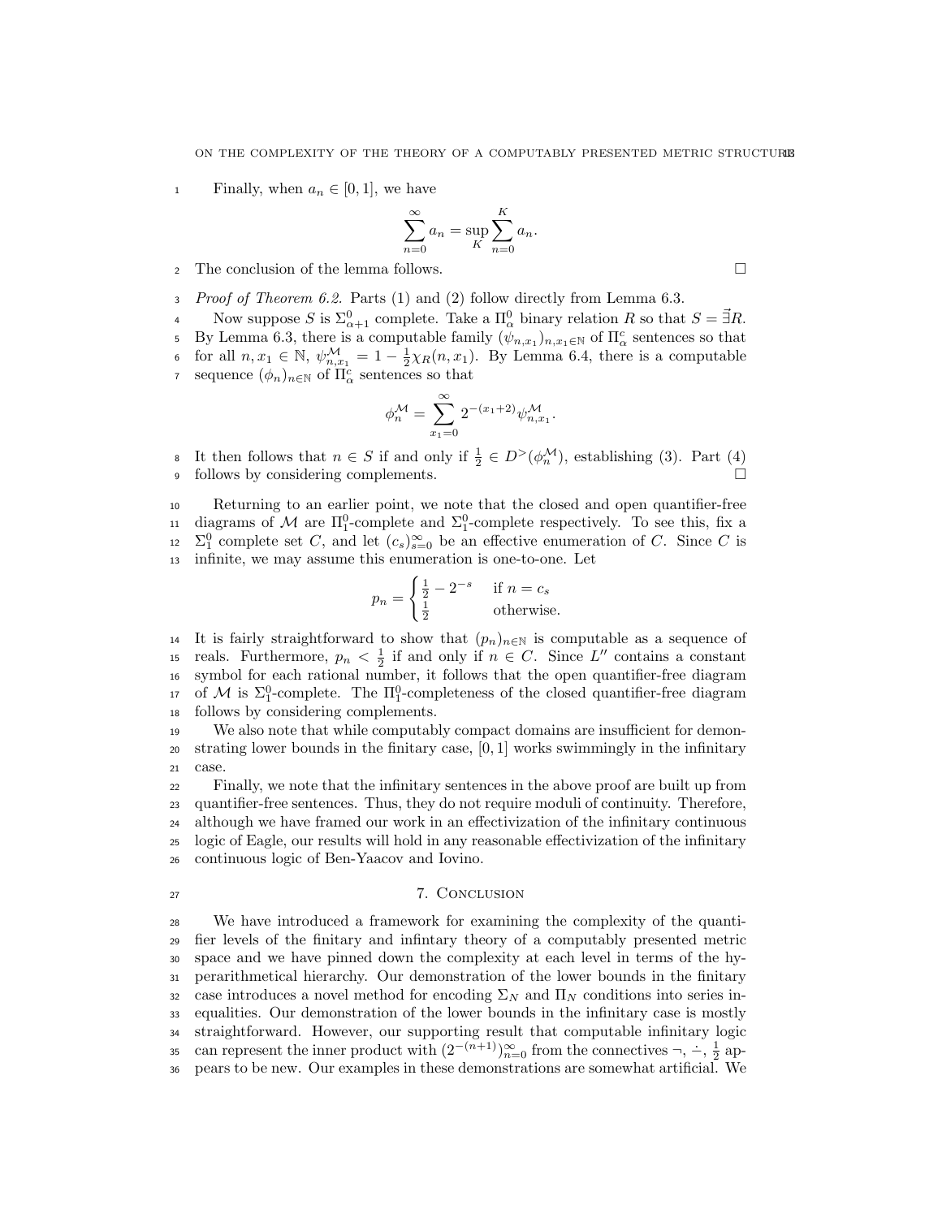Finally, when $a_n \in [0,1]$, we have

$$\sum_{n=0}^{\infty} a_n = \sup_K \sum_{n=0}^{K} a_n.$$

The conclusion of the lemma follows. □

*Proof of Theorem 6.2.* Parts (1) and (2) follow directly from Lemma 6.3.

Now suppose $S$ is $\Sigma^0_{\alpha+1}$ complete. Take a $\Pi^0_\alpha$ binary relation $R$ so that $S = \vec{\exists} R$. By Lemma 6.3, there is a computable family $(\psi_{n,x_1})_{n,x_1 \in \mathbb{N}}$ of $\Pi^c_\alpha$ sentences so that for all $n, x_1 \in \mathbb{N}$, $\psi^{\mathcal{M}}_{n,x_1} = 1 - \frac{1}{2}\chi_R(n, x_1)$. By Lemma 6.4, there is a computable sequence $(\phi_n)_{n\in\mathbb{N}}$ of $\Pi^c_\alpha$ sentences so that

$$\phi^{\mathcal{M}}_n = \sum_{x_1=0}^{\infty} 2^{-(x_1+2)} \psi^{\mathcal{M}}_{n,x_1}.$$

It then follows that $n \in S$ if and only if $\frac{1}{2} \in D^{>}(\phi^{\mathcal{M}}_n)$, establishing (3). Part (4) follows by considering complements. □

Returning to an earlier point, we note that the closed and open quantifier-free diagrams of $\mathcal{M}$ are $\Pi^0_1$-complete and $\Sigma^0_1$-complete respectively. To see this, fix a $\Sigma^0_1$ complete set $C$, and let $(c_s)_{s=0}^{\infty}$ be an effective enumeration of $C$. Since $C$ is infinite, we may assume this enumeration is one-to-one. Let

$$p_n = \begin{cases} \frac{1}{2} - 2^{-s} & \text{if } n = c_s \\ \frac{1}{2} & \text{otherwise.} \end{cases}$$

It is fairly straightforward to show that $(p_n)_{n\in\mathbb{N}}$ is computable as a sequence of reals. Furthermore, $p_n < \frac{1}{2}$ if and only if $n \in C$. Since $L''$ contains a constant symbol for each rational number, it follows that the open quantifier-free diagram of $\mathcal{M}$ is $\Sigma^0_1$-complete. The $\Pi^0_1$-completeness of the closed quantifier-free diagram follows by considering complements.

We also note that while computably compact domains are insufficient for demonstrating lower bounds in the finitary case, $[0,1]$ works swimmingly in the infinitary case.

Finally, we note that the infinitary sentences in the above proof are built up from quantifier-free sentences. Thus, they do not require moduli of continuity. Therefore, although we have framed our work in an effectivization of the infinitary continuous logic of Eagle, our results will hold in any reasonable effectivization of the infinitary continuous logic of Ben-Yaacov and Iovino.

## 7. Conclusion

We have introduced a framework for examining the complexity of the quantifier levels of the finitary and infintary theory of a computably presented metric space and we have pinned down the complexity at each level in terms of the hyperarithmetical hierarchy. Our demonstration of the lower bounds in the finitary case introduces a novel method for encoding $\Sigma_N$ and $\Pi_N$ conditions into series inequalities. Our demonstration of the lower bounds in the infinitary case is mostly straightforward. However, our supporting result that computable infinitary logic can represent the inner product with $(2^{-(n+1)})_{n=0}^{\infty}$ from the connectives $\neg$, $\dot{-}$, $\frac{1}{2}$ appears to be new. Our examples in these demonstrations are somewhat artificial. We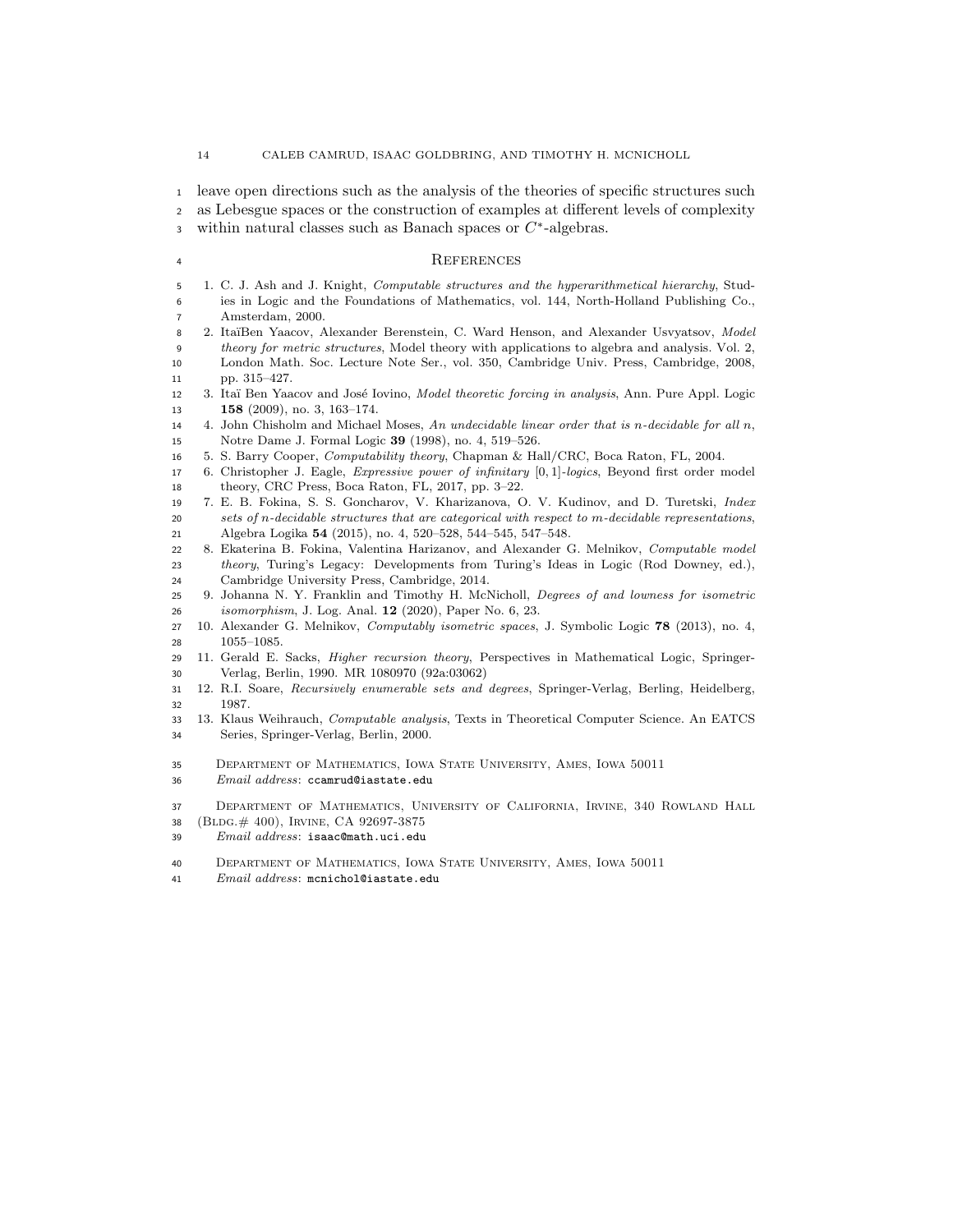leave open directions such as the analysis of the theories of specific structures such as Lebesgue spaces or the construction of examples at different levels of complexity within natural classes such as Banach spaces or $C^*$-algebras.

## References

1. C. J. Ash and J. Knight, *Computable structures and the hyperarithmetical hierarchy*, Studies in Logic and the Foundations of Mathematics, vol. 144, North-Holland Publishing Co., Amsterdam, 2000.
2. ItaïBen Yaacov, Alexander Berenstein, C. Ward Henson, and Alexander Usvyatsov, *Model theory for metric structures*, Model theory with applications to algebra and analysis. Vol. 2, London Math. Soc. Lecture Note Ser., vol. 350, Cambridge Univ. Press, Cambridge, 2008, pp. 315–427.
3. Itaï Ben Yaacov and José Iovino, *Model theoretic forcing in analysis*, Ann. Pure Appl. Logic **158** (2009), no. 3, 163–174.
4. John Chisholm and Michael Moses, *An undecidable linear order that is $n$-decidable for all $n$*, Notre Dame J. Formal Logic **39** (1998), no. 4, 519–526.
5. S. Barry Cooper, *Computability theory*, Chapman & Hall/CRC, Boca Raton, FL, 2004.
6. Christopher J. Eagle, *Expressive power of infinitary $[0,1]$-logics*, Beyond first order model theory, CRC Press, Boca Raton, FL, 2017, pp. 3–22.
7. E. B. Fokina, S. S. Goncharov, V. Kharizanova, O. V. Kudinov, and D. Turetski, *Index sets of $n$-decidable structures that are categorical with respect to $m$-decidable representations*, Algebra Logika **54** (2015), no. 4, 520–528, 544–545, 547–548.
8. Ekaterina B. Fokina, Valentina Harizanov, and Alexander G. Melnikov, *Computable model theory*, Turing's Legacy: Developments from Turing's Ideas in Logic (Rod Downey, ed.), Cambridge University Press, Cambridge, 2014.
9. Johanna N. Y. Franklin and Timothy H. McNicholl, *Degrees of and lowness for isometric isomorphism*, J. Log. Anal. **12** (2020), Paper No. 6, 23.
10. Alexander G. Melnikov, *Computably isometric spaces*, J. Symbolic Logic **78** (2013), no. 4, 1055–1085.
11. Gerald E. Sacks, *Higher recursion theory*, Perspectives in Mathematical Logic, Springer-Verlag, Berlin, 1990. MR 1080970 (92a:03062)
12. R.I. Soare, *Recursively enumerable sets and degrees*, Springer-Verlag, Berling, Heidelberg, 1987.
13. Klaus Weihrauch, *Computable analysis*, Texts in Theoretical Computer Science. An EATCS Series, Springer-Verlag, Berlin, 2000.

Department of Mathematics, Iowa State University, Ames, Iowa 50011
*Email address*: `ccamrud@iastate.edu`

Department of Mathematics, University of California, Irvine, 340 Rowland Hall (Bldg.# 400), Irvine, CA 92697-3875
*Email address*: `isaac@math.uci.edu`

Department of Mathematics, Iowa State University, Ames, Iowa 50011
*Email address*: `mcnichol@iastate.edu`